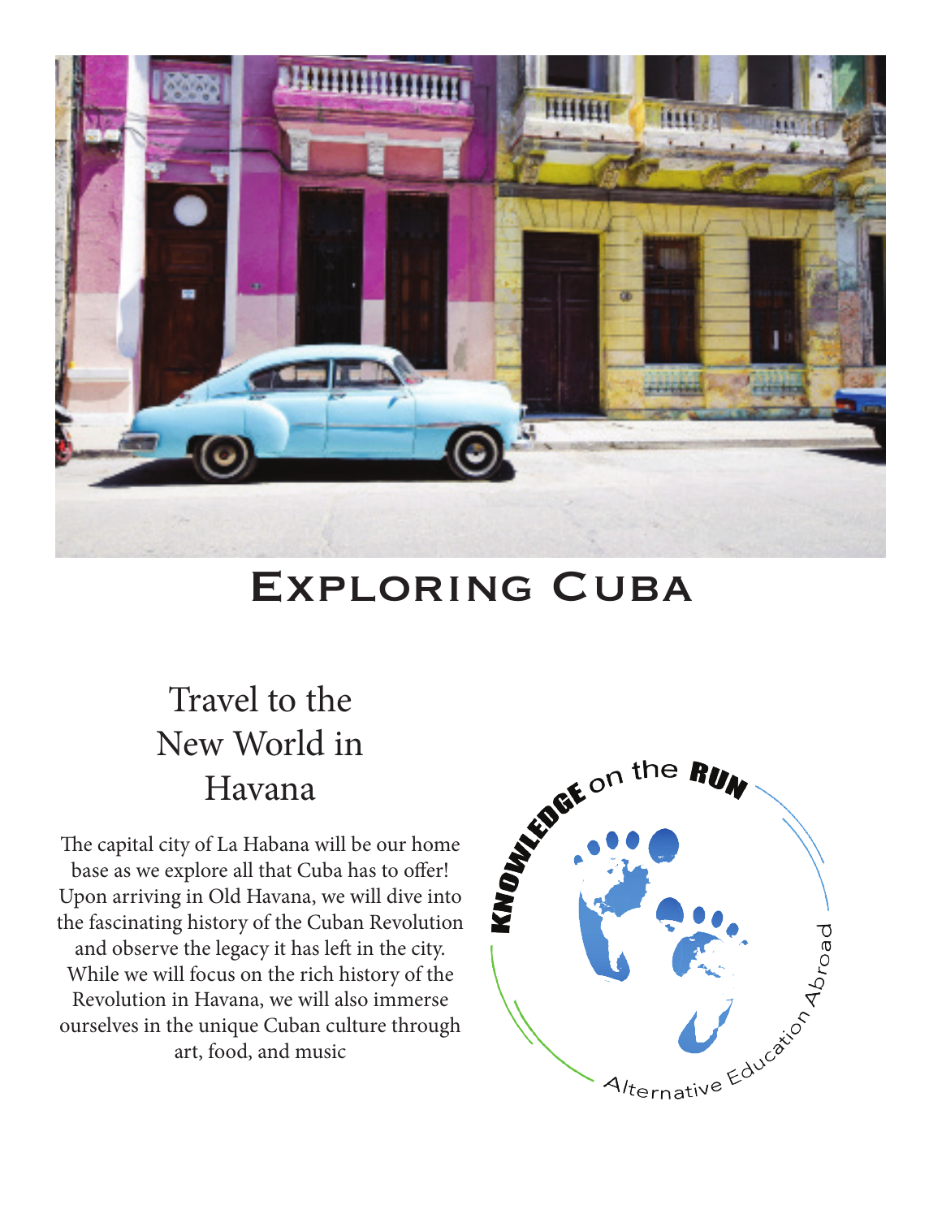# Exploring Cuba

## Travel to the New World in Havana

The capital city of La Habana will be our home base as we explore all that Cuba has to offer! Upon arriving in Old Havana, we will dive into the fascinating history of the Cuban Revolution and observe the legacy it has left in the city. While we will focus on the rich history of the Revolution in Havana, we will also immerse ourselves in the unique Cuban culture through art, food, and music

KNOWLEDGE on the RUN

Alternative Education Abroad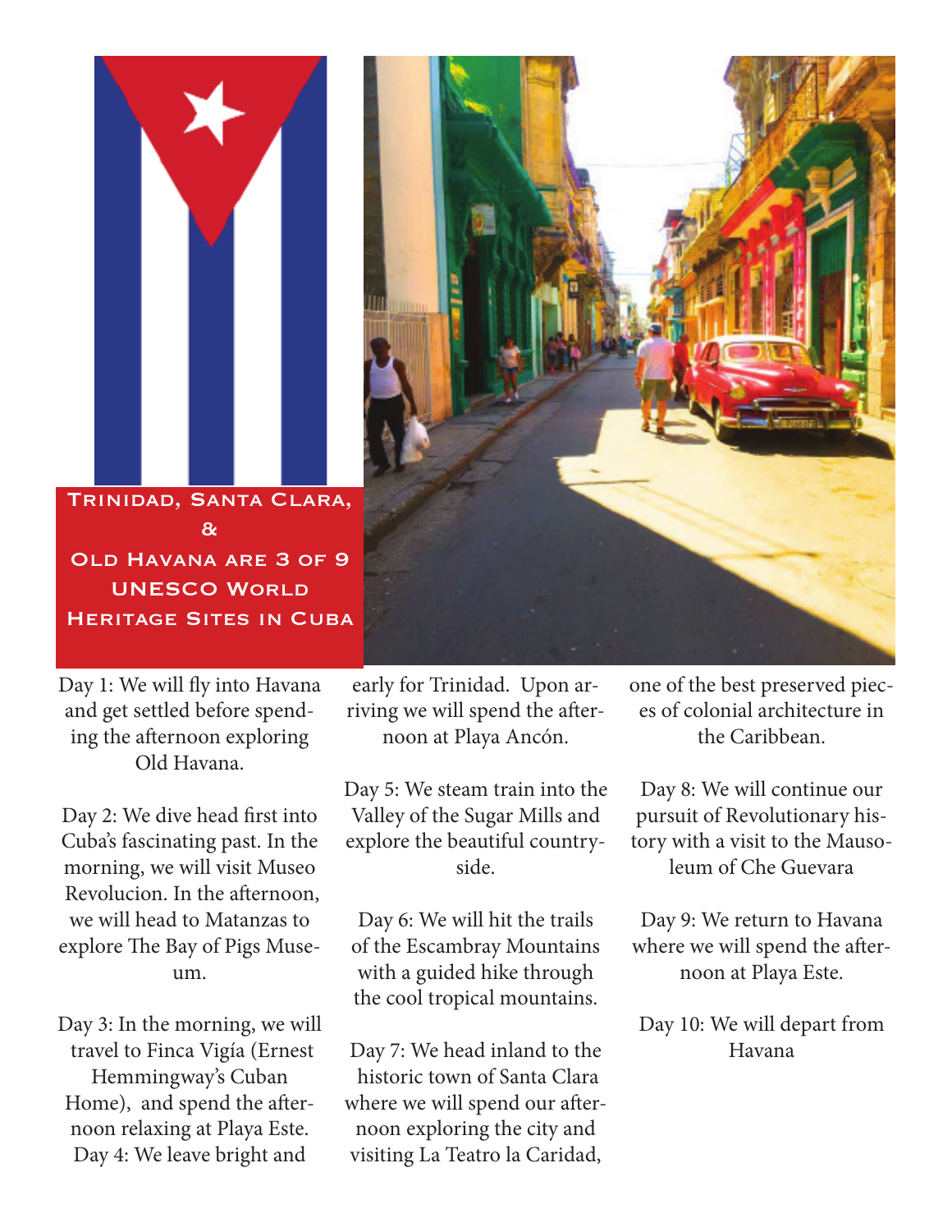**Trinidad, Santa Clara, & Old Havana are 3 of 9 UNESCO World Heritage Sites in Cuba**

Day 1: We will fly into Havana and get settled before spending the afternoon exploring Old Havana.

Day 2: We dive head first into Cuba's fascinating past. In the morning, we will visit Museo Revolucion. In the afternoon, we will head to Matanzas to explore The Bay of Pigs Museum.

Day 3: In the morning, we will travel to Finca Vigía (Ernest Hemmingway's Cuban Home), and spend the afternoon relaxing at Playa Este.

Day 4: We leave bright and early for Trinidad. Upon arriving we will spend the afternoon at Playa Ancón.

Day 5: We steam train into the Valley of the Sugar Mills and explore the beautiful countryside.

Day 6: We will hit the trails of the Escambray Mountains with a guided hike through the cool tropical mountains.

Day 7: We head inland to the historic town of Santa Clara where we will spend our afternoon exploring the city and visiting La Teatro la Caridad, one of the best preserved pieces of colonial architecture in the Caribbean.

Day 8: We will continue our pursuit of Revolutionary history with a visit to the Mausoleum of Che Guevara

Day 9: We return to Havana where we will spend the afternoon at Playa Este.

Day 10: We will depart from Havana